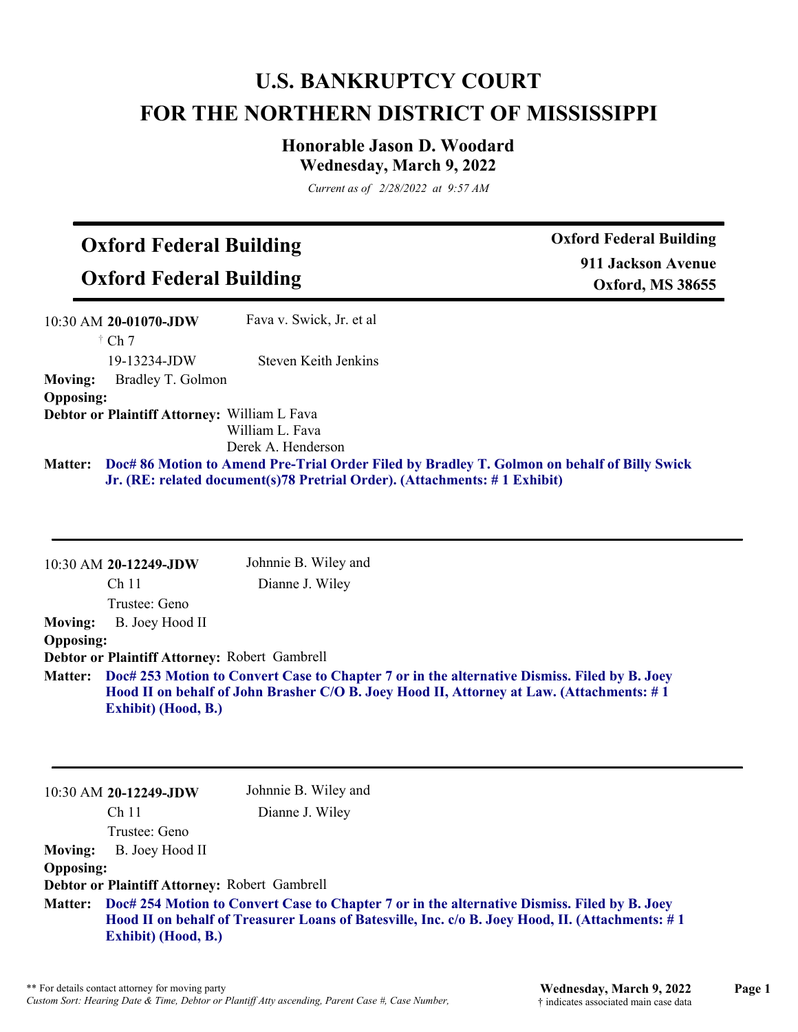# U.S. BANKRUPTCY COURT
# FOR THE NORTHERN DISTRICT OF MISSISSIPPI

### Honorable Jason D. Woodard
### Wednesday, March 9, 2022

*Current as of 2/28/2022 at 9:57 AM*

---

## Oxford Federal Building
## Oxford Federal Building

**Oxford Federal Building**
**911 Jackson Avenue**
**Oxford, MS 38655**

---

10:30 AM **20-01070-JDW** Fava v. Swick, Jr. et al
† Ch 7
19-13234-JDW Steven Keith Jenkins

**Moving:** Bradley T. Golmon
**Opposing:**
**Debtor or Plaintiff Attorney:** William L Fava
William L. Fava
Derek A. Henderson

**Matter: Doc# 86 Motion to Amend Pre-Trial Order Filed by Bradley T. Golmon on behalf of Billy Swick Jr. (RE: related document(s)78 Pretrial Order). (Attachments: # 1 Exhibit)**

---

10:30 AM **20-12249-JDW** Johnnie B. Wiley and Dianne J. Wiley
Ch 11
Trustee: Geno

**Moving:** B. Joey Hood II
**Opposing:**
**Debtor or Plaintiff Attorney:** Robert Gambrell

**Matter: Doc# 253 Motion to Convert Case to Chapter 7 or in the alternative Dismiss. Filed by B. Joey Hood II on behalf of John Brasher C/O B. Joey Hood II, Attorney at Law. (Attachments: # 1 Exhibit) (Hood, B.)**

---

10:30 AM **20-12249-JDW** Johnnie B. Wiley and Dianne J. Wiley
Ch 11
Trustee: Geno

**Moving:** B. Joey Hood II
**Opposing:**
**Debtor or Plaintiff Attorney:** Robert Gambrell

**Matter: Doc# 254 Motion to Convert Case to Chapter 7 or in the alternative Dismiss. Filed by B. Joey Hood II on behalf of Treasurer Loans of Batesville, Inc. c/o B. Joey Hood, II. (Attachments: # 1 Exhibit) (Hood, B.)**

---

** For details contact attorney for moving party
*Custom Sort: Hearing Date & Time, Debtor or Plantiff Atty ascending, Parent Case #, Case Number,*

† indicates associated main case data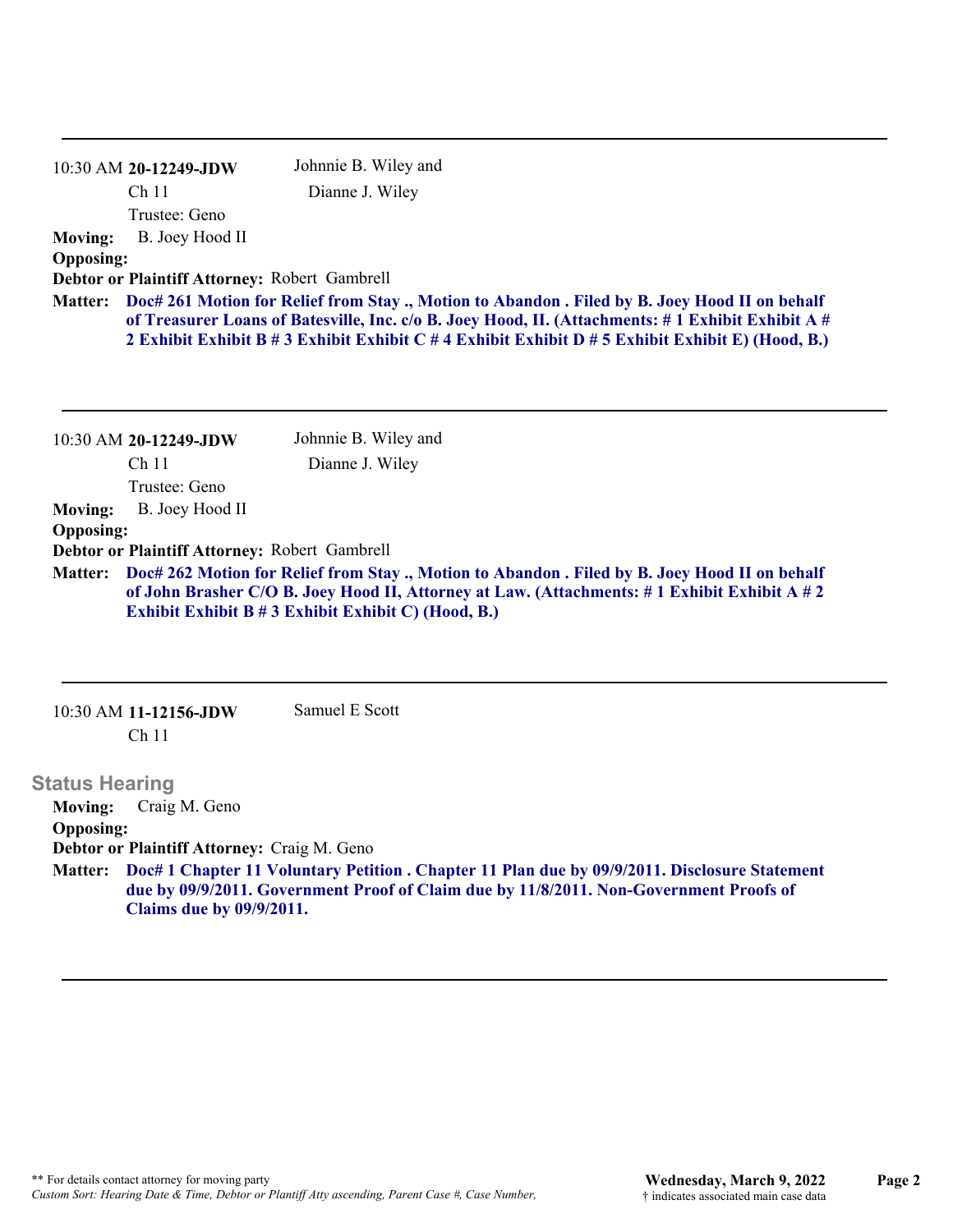---

10:30 AM **20-12249-JDW** Johnnie B. Wiley and Dianne J. Wiley
Ch 11
Trustee: Geno

**Moving:** B. Joey Hood II
**Opposing:**
**Debtor or Plaintiff Attorney:** Robert Gambrell
**Matter:** **Doc# 261 Motion for Relief from Stay ., Motion to Abandon . Filed by B. Joey Hood II on behalf of Treasurer Loans of Batesville, Inc. c/o B. Joey Hood, II. (Attachments: # 1 Exhibit Exhibit A # 2 Exhibit Exhibit B # 3 Exhibit Exhibit C # 4 Exhibit Exhibit D # 5 Exhibit Exhibit E) (Hood, B.)**

---

10:30 AM **20-12249-JDW** Johnnie B. Wiley and Dianne J. Wiley
Ch 11
Trustee: Geno

**Moving:** B. Joey Hood II
**Opposing:**
**Debtor or Plaintiff Attorney:** Robert Gambrell
**Matter:** **Doc# 262 Motion for Relief from Stay ., Motion to Abandon . Filed by B. Joey Hood II on behalf of John Brasher C/O B. Joey Hood II, Attorney at Law. (Attachments: # 1 Exhibit Exhibit A # 2 Exhibit Exhibit B # 3 Exhibit Exhibit C) (Hood, B.)**

---

10:30 AM **11-12156-JDW** Samuel E Scott
Ch 11

## Status Hearing

**Moving:** Craig M. Geno
**Opposing:**
**Debtor or Plaintiff Attorney:** Craig M. Geno
**Matter:** **Doc# 1 Chapter 11 Voluntary Petition . Chapter 11 Plan due by 09/9/2011. Disclosure Statement due by 09/9/2011. Government Proof of Claim due by 11/8/2011. Non-Government Proofs of Claims due by 09/9/2011.**

---

** For details contact attorney for moving party
*Custom Sort: Hearing Date & Time, Debtor or Plantiff Atty ascending, Parent Case #, Case Number,*

**Wednesday, March 9, 2022**
† indicates associated main case data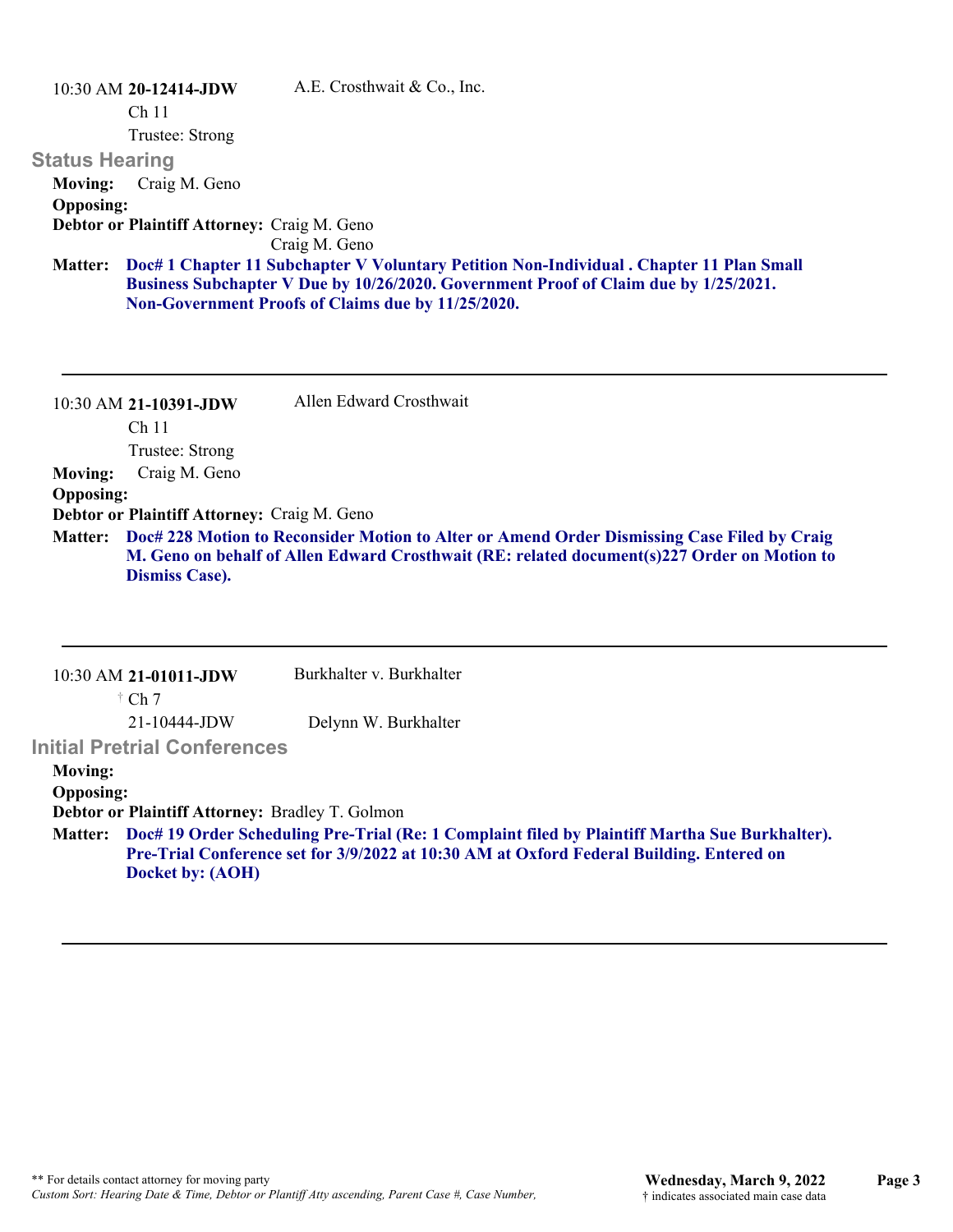10:30 AM **20-12414-JDW** A.E. Crosthwait & Co., Inc.

Ch 11

Trustee: Strong

### Status Hearing

**Moving:** Craig M. Geno

**Opposing:**

**Debtor or Plaintiff Attorney:** Craig M. Geno
Craig M. Geno

**Matter:** **Doc# 1 Chapter 11 Subchapter V Voluntary Petition Non-Individual . Chapter 11 Plan Small Business Subchapter V Due by 10/26/2020. Government Proof of Claim due by 1/25/2021. Non-Government Proofs of Claims due by 11/25/2020.**

---

10:30 AM **21-10391-JDW** Allen Edward Crosthwait

Ch 11

Trustee: Strong

**Moving:** Craig M. Geno

**Opposing:**

**Debtor or Plaintiff Attorney:** Craig M. Geno

**Matter:** **Doc# 228 Motion to Reconsider Motion to Alter or Amend Order Dismissing Case Filed by Craig M. Geno on behalf of Allen Edward Crosthwait (RE: related document(s)227 Order on Motion to Dismiss Case).**

---

10:30 AM **21-01011-JDW** Burkhalter v. Burkhalter

† Ch 7

21-10444-JDW Delynn W. Burkhalter

### Initial Pretrial Conferences

**Moving:**

**Opposing:**

**Debtor or Plaintiff Attorney:** Bradley T. Golmon

**Matter:** **Doc# 19 Order Scheduling Pre-Trial (Re: 1 Complaint filed by Plaintiff Martha Sue Burkhalter). Pre-Trial Conference set for 3/9/2022 at 10:30 AM at Oxford Federal Building. Entered on Docket by: (AOH)**

---

** For details contact attorney for moving party

*Custom Sort: Hearing Date & Time, Debtor or Plantiff Atty ascending, Parent Case #, Case Number,*

**Wednesday, March 9, 2022**

† indicates associated main case data